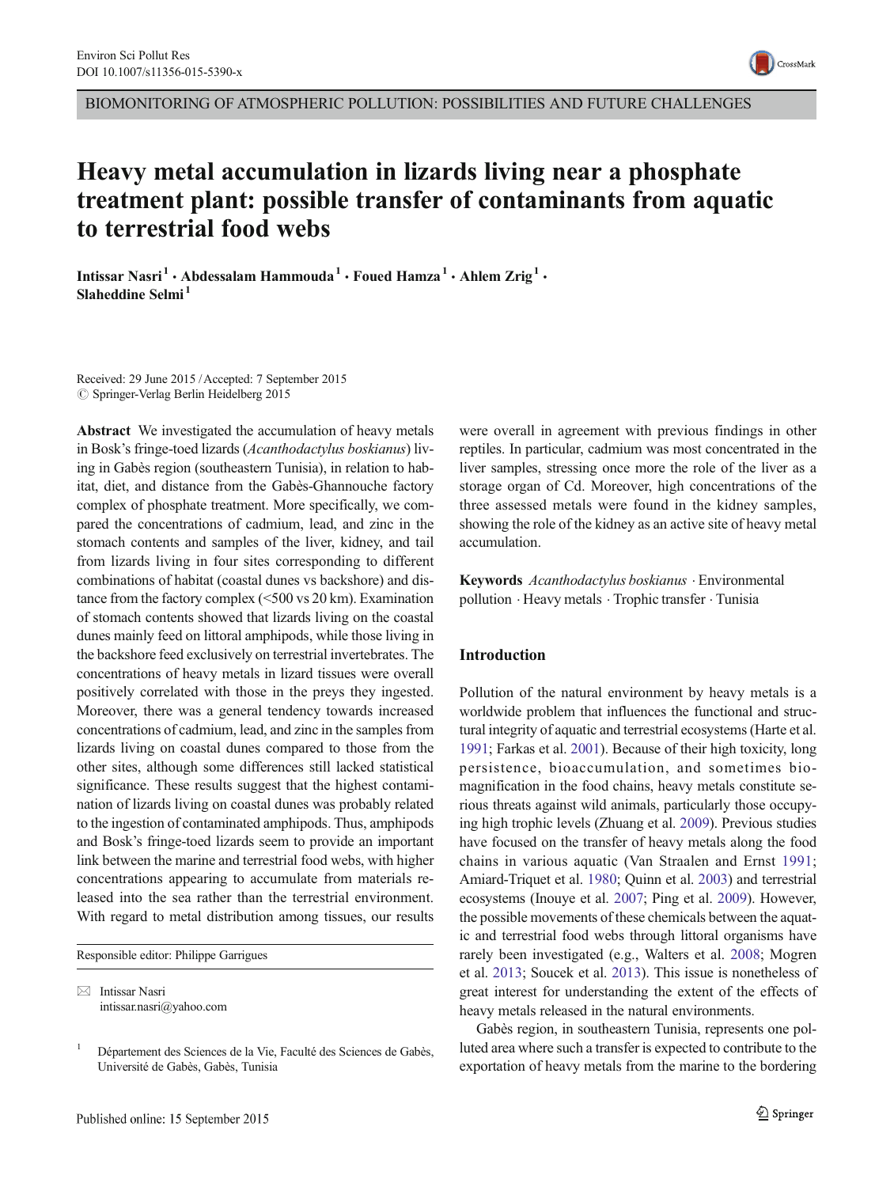BIOMONITORING OF ATMOSPHERIC POLLUTION: POSSIBILITIES AND FUTURE CHALLENGES

# Heavy metal accumulation in lizards living near a phosphate treatment plant: possible transfer of contaminants from aquatic to terrestrial food webs

**Intissar Nasri[1] · Abdessalam Hammouda[1] · Foued Hamza[1] · Ahlem Zrig[1] · Slaheddine Selmi[1]**

Received: 29 June 2015 / Accepted: 7 September 2015
© Springer-Verlag Berlin Heidelberg 2015

**Abstract** We investigated the accumulation of heavy metals in Bosk's fringe-toed lizards (*Acanthodactylus boskianus*) living in Gabès region (southeastern Tunisia), in relation to habitat, diet, and distance from the Gabès-Ghannouche factory complex of phosphate treatment. More specifically, we compared the concentrations of cadmium, lead, and zinc in the stomach contents and samples of the liver, kidney, and tail from lizards living in four sites corresponding to different combinations of habitat (coastal dunes vs backshore) and distance from the factory complex (<500 vs 20 km). Examination of stomach contents showed that lizards living on the coastal dunes mainly feed on littoral amphipods, while those living in the backshore feed exclusively on terrestrial invertebrates. The concentrations of heavy metals in lizard tissues were overall positively correlated with those in the preys they ingested. Moreover, there was a general tendency towards increased concentrations of cadmium, lead, and zinc in the samples from lizards living on coastal dunes compared to those from the other sites, although some differences still lacked statistical significance. These results suggest that the highest contamination of lizards living on coastal dunes was probably related to the ingestion of contaminated amphipods. Thus, amphipods and Bosk's fringe-toed lizards seem to provide an important link between the marine and terrestrial food webs, with higher concentrations appearing to accumulate from materials released into the sea rather than the terrestrial environment. With regard to metal distribution among tissues, our results were overall in agreement with previous findings in other reptiles. In particular, cadmium was most concentrated in the liver samples, stressing once more the role of the liver as a storage organ of Cd. Moreover, high concentrations of the three assessed metals were found in the kidney samples, showing the role of the kidney as an active site of heavy metal accumulation.

**Keywords** *Acanthodactylus boskianus* · Environmental pollution · Heavy metals · Trophic transfer · Tunisia

Responsible editor: Philippe Garrigues

✉ Intissar Nasri
intissar.nasri@yahoo.com

[1] Département des Sciences de la Vie, Faculté des Sciences de Gabès, Université de Gabès, Gabès, Tunisia

## Introduction

Pollution of the natural environment by heavy metals is a worldwide problem that influences the functional and structural integrity of aquatic and terrestrial ecosystems (Harte et al. 1991; Farkas et al. 2001). Because of their high toxicity, long persistence, bioaccumulation, and sometimes biomagnification in the food chains, heavy metals constitute serious threats against wild animals, particularly those occupying high trophic levels (Zhuang et al. 2009). Previous studies have focused on the transfer of heavy metals along the food chains in various aquatic (Van Straalen and Ernst 1991; Amiard-Triquet et al. 1980; Quinn et al. 2003) and terrestrial ecosystems (Inouye et al. 2007; Ping et al. 2009). However, the possible movements of these chemicals between the aquatic and terrestrial food webs through littoral organisms have rarely been investigated (e.g., Walters et al. 2008; Mogren et al. 2013; Soucek et al. 2013). This issue is nonetheless of great interest for understanding the extent of the effects of heavy metals released in the natural environments.

Gabès region, in southeastern Tunisia, represents one polluted area where such a transfer is expected to contribute to the exportation of heavy metals from the marine to the bordering

Published online: 15 September 2015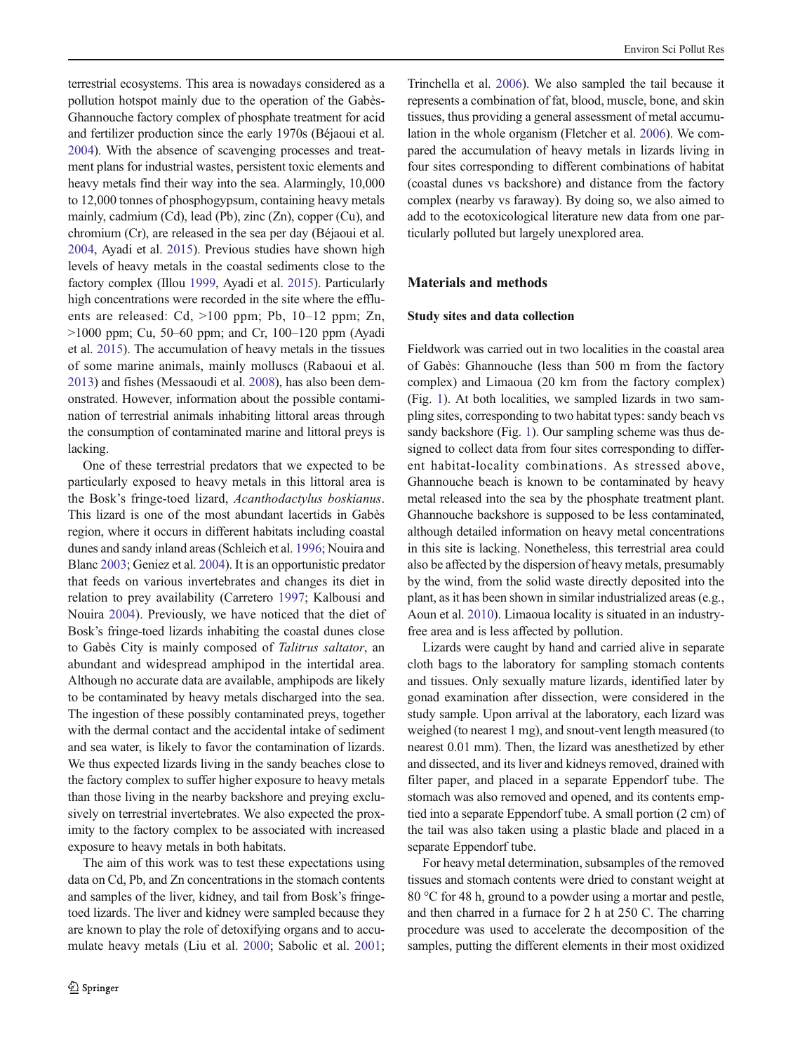terrestrial ecosystems. This area is nowadays considered as a pollution hotspot mainly due to the operation of the Gabès-Ghannouche factory complex of phosphate treatment for acid and fertilizer production since the early 1970s (Béjaoui et al. 2004). With the absence of scavenging processes and treatment plans for industrial wastes, persistent toxic elements and heavy metals find their way into the sea. Alarmingly, 10,000 to 12,000 tonnes of phosphogypsum, containing heavy metals mainly, cadmium (Cd), lead (Pb), zinc (Zn), copper (Cu), and chromium (Cr), are released in the sea per day (Béjaoui et al. 2004, Ayadi et al. 2015). Previous studies have shown high levels of heavy metals in the coastal sediments close to the factory complex (Illou 1999, Ayadi et al. 2015). Particularly high concentrations were recorded in the site where the effluents are released: Cd, >100 ppm; Pb, 10–12 ppm; Zn, >1000 ppm; Cu, 50–60 ppm; and Cr, 100–120 ppm (Ayadi et al. 2015). The accumulation of heavy metals in the tissues of some marine animals, mainly molluscs (Rabaoui et al. 2013) and fishes (Messaoudi et al. 2008), has also been demonstrated. However, information about the possible contamination of terrestrial animals inhabiting littoral areas through the consumption of contaminated marine and littoral preys is lacking.

One of these terrestrial predators that we expected to be particularly exposed to heavy metals in this littoral area is the Bosk's fringe-toed lizard, *Acanthodactylus boskianus*. This lizard is one of the most abundant lacertids in Gabès region, where it occurs in different habitats including coastal dunes and sandy inland areas (Schleich et al. 1996; Nouira and Blanc 2003; Geniez et al. 2004). It is an opportunistic predator that feeds on various invertebrates and changes its diet in relation to prey availability (Carretero 1997; Kalbousi and Nouira 2004). Previously, we have noticed that the diet of Bosk's fringe-toed lizards inhabiting the coastal dunes close to Gabès City is mainly composed of *Talitrus saltator*, an abundant and widespread amphipod in the intertidal area. Although no accurate data are available, amphipods are likely to be contaminated by heavy metals discharged into the sea. The ingestion of these possibly contaminated preys, together with the dermal contact and the accidental intake of sediment and sea water, is likely to favor the contamination of lizards. We thus expected lizards living in the sandy beaches close to the factory complex to suffer higher exposure to heavy metals than those living in the nearby backshore and preying exclusively on terrestrial invertebrates. We also expected the proximity to the factory complex to be associated with increased exposure to heavy metals in both habitats.

The aim of this work was to test these expectations using data on Cd, Pb, and Zn concentrations in the stomach contents and samples of the liver, kidney, and tail from Bosk's fringe-toed lizards. The liver and kidney were sampled because they are known to play the role of detoxifying organs and to accumulate heavy metals (Liu et al. 2000; Sabolic et al. 2001; Trinchella et al. 2006). We also sampled the tail because it represents a combination of fat, blood, muscle, bone, and skin tissues, thus providing a general assessment of metal accumulation in the whole organism (Fletcher et al. 2006). We compared the accumulation of heavy metals in lizards living in four sites corresponding to different combinations of habitat (coastal dunes vs backshore) and distance from the factory complex (nearby vs faraway). By doing so, we also aimed to add to the ecotoxicological literature new data from one particularly polluted but largely unexplored area.

## Materials and methods

### Study sites and data collection

Fieldwork was carried out in two localities in the coastal area of Gabès: Ghannouche (less than 500 m from the factory complex) and Limaoua (20 km from the factory complex) (Fig. 1). At both localities, we sampled lizards in two sampling sites, corresponding to two habitat types: sandy beach vs sandy backshore (Fig. 1). Our sampling scheme was thus designed to collect data from four sites corresponding to different habitat-locality combinations. As stressed above, Ghannouche beach is known to be contaminated by heavy metal released into the sea by the phosphate treatment plant. Ghannouche backshore is supposed to be less contaminated, although detailed information on heavy metal concentrations in this site is lacking. Nonetheless, this terrestrial area could also be affected by the dispersion of heavy metals, presumably by the wind, from the solid waste directly deposited into the plant, as it has been shown in similar industrialized areas (e.g., Aoun et al. 2010). Limaoua locality is situated in an industry-free area and is less affected by pollution.

Lizards were caught by hand and carried alive in separate cloth bags to the laboratory for sampling stomach contents and tissues. Only sexually mature lizards, identified later by gonad examination after dissection, were considered in the study sample. Upon arrival at the laboratory, each lizard was weighed (to nearest 1 mg), and snout-vent length measured (to nearest 0.01 mm). Then, the lizard was anesthetized by ether and dissected, and its liver and kidneys removed, drained with filter paper, and placed in a separate Eppendorf tube. The stomach was also removed and opened, and its contents emptied into a separate Eppendorf tube. A small portion (2 cm) of the tail was also taken using a plastic blade and placed in a separate Eppendorf tube.

For heavy metal determination, subsamples of the removed tissues and stomach contents were dried to constant weight at 80 °C for 48 h, ground to a powder using a mortar and pestle, and then charred in a furnace for 2 h at 250 C. The charring procedure was used to accelerate the decomposition of the samples, putting the different elements in their most oxidized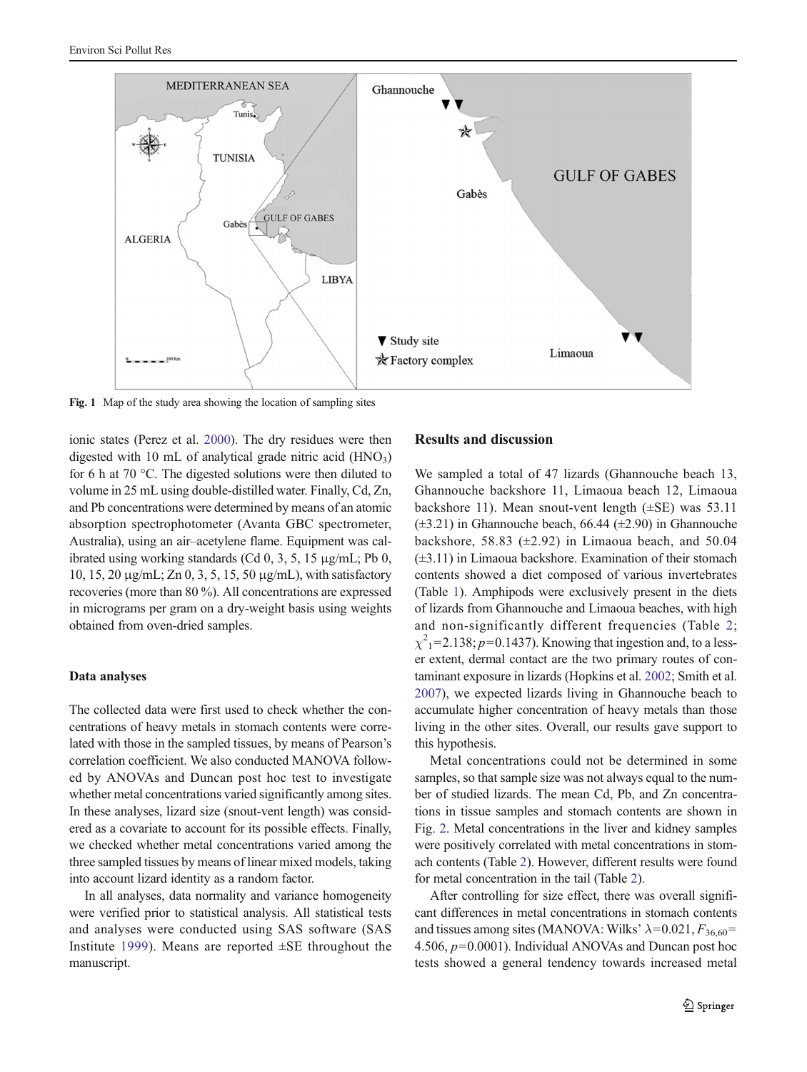Fig. 1 Map of the study area showing the location of sampling sites

ionic states (Perez et al. 2000). The dry residues were then digested with 10 mL of analytical grade nitric acid ($HNO_3$) for 6 h at 70 °C. The digested solutions were then diluted to volume in 25 mL using double-distilled water. Finally, Cd, Zn, and Pb concentrations were determined by means of an atomic absorption spectrophotometer (Avanta GBC spectrometer, Australia), using an air–acetylene flame. Equipment was calibrated using working standards (Cd 0, 3, 5, 15 μg/mL; Pb 0, 10, 15, 20 μg/mL; Zn 0, 3, 5, 15, 50 μg/mL), with satisfactory recoveries (more than 80 %). All concentrations are expressed in micrograms per gram on a dry-weight basis using weights obtained from oven-dried samples.

### Data analyses

The collected data were first used to check whether the concentrations of heavy metals in stomach contents were correlated with those in the sampled tissues, by means of Pearson's correlation coefficient. We also conducted MANOVA followed by ANOVAs and Duncan post hoc test to investigate whether metal concentrations varied significantly among sites. In these analyses, lizard size (snout-vent length) was considered as a covariate to account for its possible effects. Finally, we checked whether metal concentrations varied among the three sampled tissues by means of linear mixed models, taking into account lizard identity as a random factor.

In all analyses, data normality and variance homogeneity were verified prior to statistical analysis. All statistical tests and analyses were conducted using SAS software (SAS Institute 1999). Means are reported ±SE throughout the manuscript.

## Results and discussion

We sampled a total of 47 lizards (Ghannouche beach 13, Ghannouche backshore 11, Limaoua beach 12, Limaoua backshore 11). Mean snout-vent length (±SE) was 53.11 (±3.21) in Ghannouche beach, 66.44 (±2.90) in Ghannouche backshore, 58.83 (±2.92) in Limaoua beach, and 50.04 (±3.11) in Limaoua backshore. Examination of their stomach contents showed a diet composed of various invertebrates (Table 1). Amphipods were exclusively present in the diets of lizards from Ghannouche and Limaoua beaches, with high and non-significantly different frequencies (Table 2; $\chi^2_1$=2.138; $p$=0.1437). Knowing that ingestion and, to a lesser extent, dermal contact are the two primary routes of contaminant exposure in lizards (Hopkins et al. 2002; Smith et al. 2007), we expected lizards living in Ghannouche beach to accumulate higher concentration of heavy metals than those living in the other sites. Overall, our results gave support to this hypothesis.

Metal concentrations could not be determined in some samples, so that sample size was not always equal to the number of studied lizards. The mean Cd, Pb, and Zn concentrations in tissue samples and stomach contents are shown in Fig. 2. Metal concentrations in the liver and kidney samples were positively correlated with metal concentrations in stomach contents (Table 2). However, different results were found for metal concentration in the tail (Table 2).

After controlling for size effect, there was overall significant differences in metal concentrations in stomach contents and tissues among sites (MANOVA: Wilks' $\lambda$=0.021, $F_{36,60}$= 4.506, $p$=0.0001). Individual ANOVAs and Duncan post hoc tests showed a general tendency towards increased metal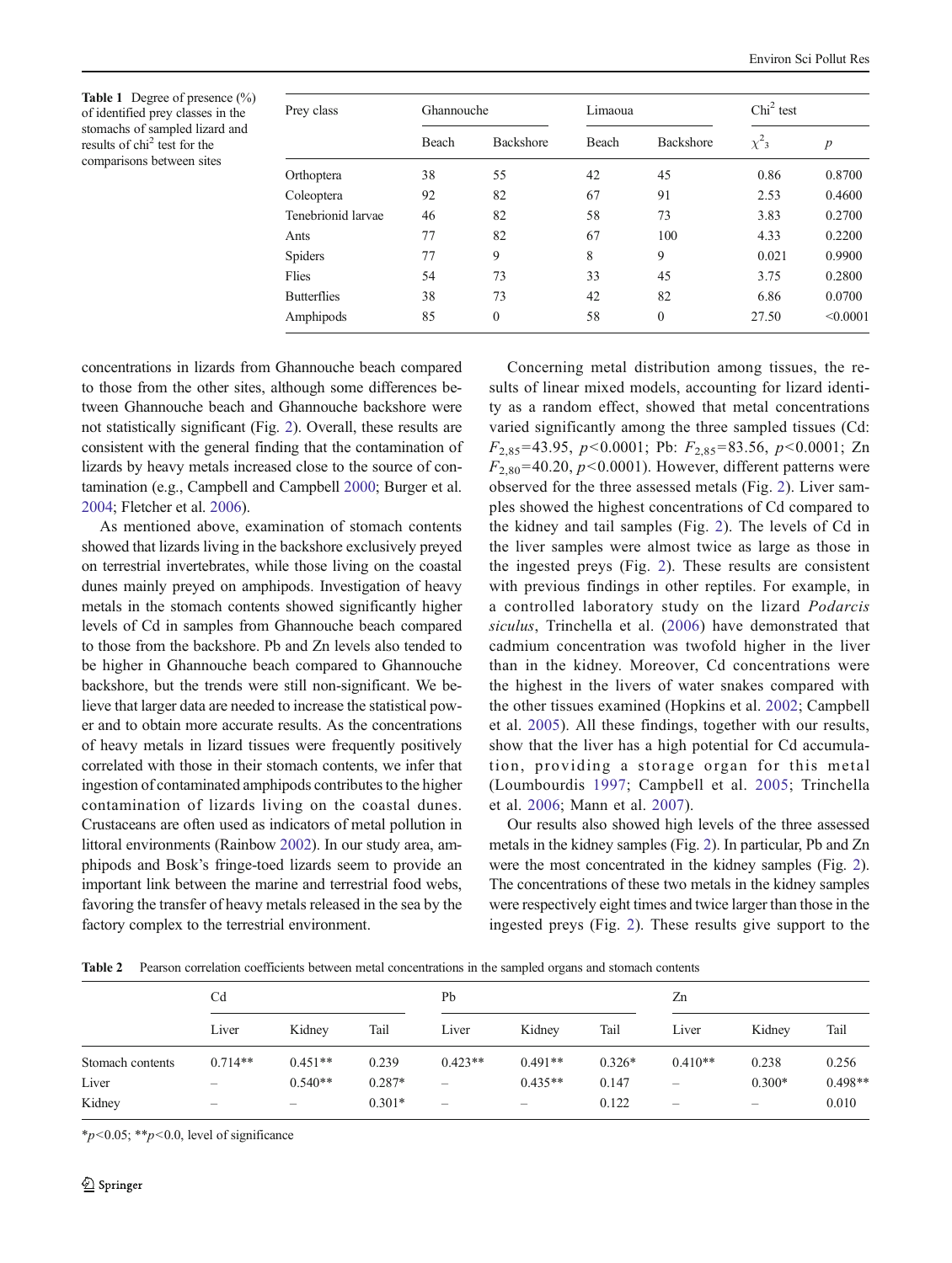**Table 1** Degree of presence (%) of identified prey classes in the stomachs of sampled lizard and results of chi$^2$ test for the comparisons between sites

| Prey class | Ghannouche | | Limaoua | | Chi$^2$ test | |
|---|---|---|---|---|---|---|
| | Beach | Backshore | Beach | Backshore | $\chi^2_3$ | $p$ |
| Orthoptera | 38 | 55 | 42 | 45 | 0.86 | 0.8700 |
| Coleoptera | 92 | 82 | 67 | 91 | 2.53 | 0.4600 |
| Tenebrionid larvae | 46 | 82 | 58 | 73 | 3.83 | 0.2700 |
| Ants | 77 | 82 | 67 | 100 | 4.33 | 0.2200 |
| Spiders | 77 | 9 | 8 | 9 | 0.021 | 0.9900 |
| Flies | 54 | 73 | 33 | 45 | 3.75 | 0.2800 |
| Butterflies | 38 | 73 | 42 | 82 | 6.86 | 0.0700 |
| Amphipods | 85 | 0 | 58 | 0 | 27.50 | <0.0001 |

concentrations in lizards from Ghannouche beach compared to those from the other sites, although some differences between Ghannouche beach and Ghannouche backshore were not statistically significant (Fig. 2). Overall, these results are consistent with the general finding that the contamination of lizards by heavy metals increased close to the source of contamination (e.g., Campbell and Campbell 2000; Burger et al. 2004; Fletcher et al. 2006).

As mentioned above, examination of stomach contents showed that lizards living in the backshore exclusively preyed on terrestrial invertebrates, while those living on the coastal dunes mainly preyed on amphipods. Investigation of heavy metals in the stomach contents showed significantly higher levels of Cd in samples from Ghannouche beach compared to those from the backshore. Pb and Zn levels also tended to be higher in Ghannouche beach compared to Ghannouche backshore, but the trends were still non-significant. We believe that larger data are needed to increase the statistical power and to obtain more accurate results. As the concentrations of heavy metals in lizard tissues were frequently positively correlated with those in their stomach contents, we infer that ingestion of contaminated amphipods contributes to the higher contamination of lizards living on the coastal dunes. Crustaceans are often used as indicators of metal pollution in littoral environments (Rainbow 2002). In our study area, amphipods and Bosk's fringe-toed lizards seem to provide an important link between the marine and terrestrial food webs, favoring the transfer of heavy metals released in the sea by the factory complex to the terrestrial environment.

Concerning metal distribution among tissues, the results of linear mixed models, accounting for lizard identity as a random effect, showed that metal concentrations varied significantly among the three sampled tissues (Cd: $F_{2,85}$=43.95, $p$<0.0001; Pb: $F_{2,85}$=83.56, $p$<0.0001; Zn $F_{2,80}$=40.20, $p$<0.0001). However, different patterns were observed for the three assessed metals (Fig. 2). Liver samples showed the highest concentrations of Cd compared to the kidney and tail samples (Fig. 2). The levels of Cd in the liver samples were almost twice as large as those in the ingested preys (Fig. 2). These results are consistent with previous findings in other reptiles. For example, in a controlled laboratory study on the lizard *Podarcis siculus*, Trinchella et al. (2006) have demonstrated that cadmium concentration was twofold higher in the liver than in the kidney. Moreover, Cd concentrations were the highest in the livers of water snakes compared with the other tissues examined (Hopkins et al. 2002; Campbell et al. 2005). All these findings, together with our results, show that the liver has a high potential for Cd accumulation, providing a storage organ for this metal (Loumbourdis 1997; Campbell et al. 2005; Trinchella et al. 2006; Mann et al. 2007).

Our results also showed high levels of the three assessed metals in the kidney samples (Fig. 2). In particular, Pb and Zn were the most concentrated in the kidney samples (Fig. 2). The concentrations of these two metals in the kidney samples were respectively eight times and twice larger than those in the ingested preys (Fig. 2). These results give support to the

**Table 2** Pearson correlation coefficients between metal concentrations in the sampled organs and stomach contents

| | Cd | | | Pb | | | Zn | | |
|---|---|---|---|---|---|---|---|---|---|
| | Liver | Kidney | Tail | Liver | Kidney | Tail | Liver | Kidney | Tail |
| Stomach contents | 0.714** | 0.451** | 0.239 | 0.423** | 0.491** | 0.326* | 0.410** | 0.238 | 0.256 |
| Liver | – | 0.540** | 0.287* | – | 0.435** | 0.147 | – | 0.300* | 0.498** |
| Kidney | – | – | 0.301* | – | – | 0.122 | – | – | 0.010 |

*$p$<0.05; **$p$<0.0, level of significance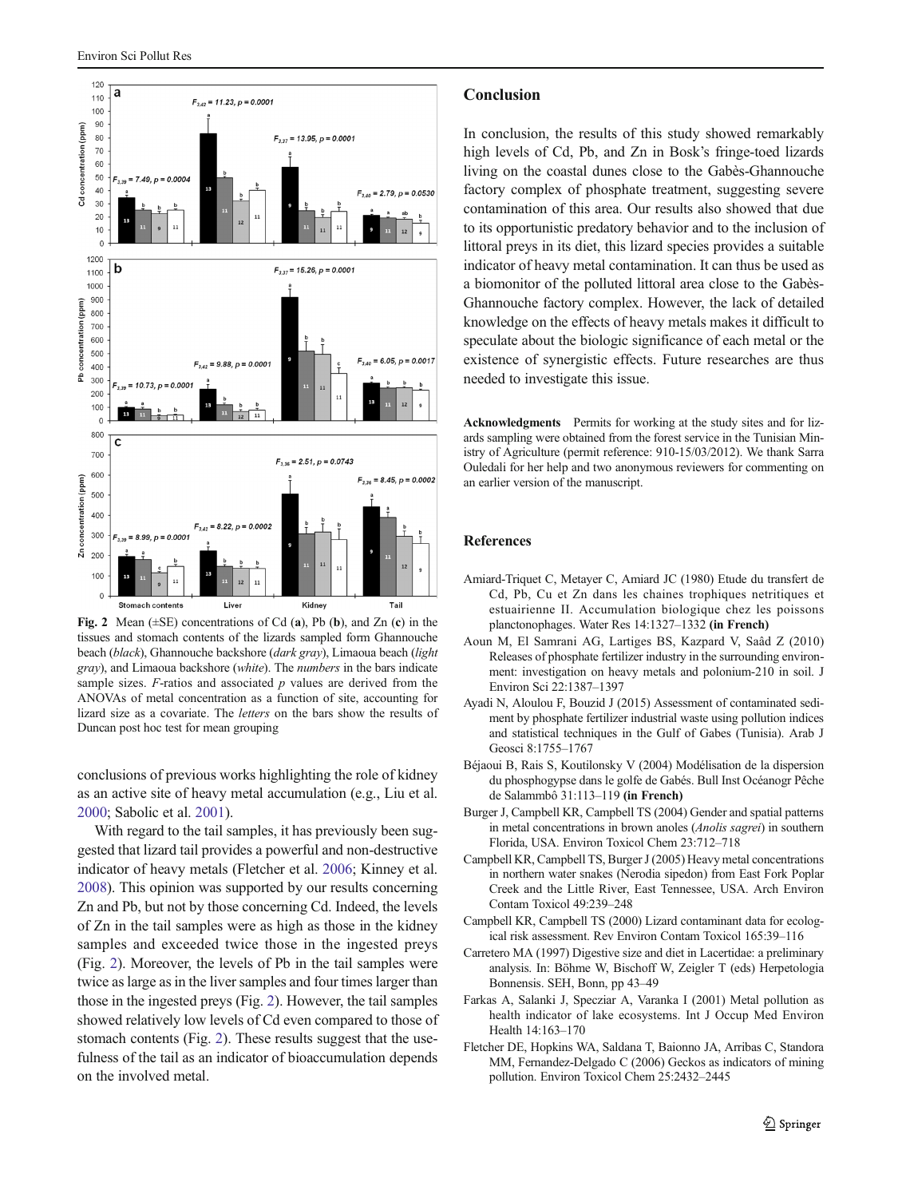Fig. 2 Mean (±SE) concentrations of Cd (**a**), Pb (**b**), and Zn (**c**) in the tissues and stomach contents of the lizards sampled form Ghannouche beach (*black*), Ghannouche backshore (*dark gray*), Limaoua beach (*light gray*), and Limaoua backshore (*white*). The *numbers* in the bars indicate sample sizes. *F*-ratios and associated *p* values are derived from the ANOVAs of metal concentration as a function of site, accounting for lizard size as a covariate. The *letters* on the bars show the results of Duncan post hoc test for mean grouping

conclusions of previous works highlighting the role of kidney as an active site of heavy metal accumulation (e.g., Liu et al. 2000; Sabolic et al. 2001).

With regard to the tail samples, it has previously been suggested that lizard tail provides a powerful and non-destructive indicator of heavy metals (Fletcher et al. 2006; Kinney et al. 2008). This opinion was supported by our results concerning Zn and Pb, but not by those concerning Cd. Indeed, the levels of Zn in the tail samples were as high as those in the kidney samples and exceeded twice those in the ingested preys (Fig. 2). Moreover, the levels of Pb in the tail samples were twice as large as in the liver samples and four times larger than those in the ingested preys (Fig. 2). However, the tail samples showed relatively low levels of Cd even compared to those of stomach contents (Fig. 2). These results suggest that the usefulness of the tail as an indicator of bioaccumulation depends on the involved metal.

## Conclusion

In conclusion, the results of this study showed remarkably high levels of Cd, Pb, and Zn in Bosk's fringe-toed lizards living on the coastal dunes close to the Gabès-Ghannouche factory complex of phosphate treatment, suggesting severe contamination of this area. Our results also showed that due to its opportunistic predatory behavior and to the inclusion of littoral preys in its diet, this lizard species provides a suitable indicator of heavy metal contamination. It can thus be used as a biomonitor of the polluted littoral area close to the Gabès-Ghannouche factory complex. However, the lack of detailed knowledge on the effects of heavy metals makes it difficult to speculate about the biologic significance of each metal or the existence of synergistic effects. Future researches are thus needed to investigate this issue.

**Acknowledgments** Permits for working at the study sites and for lizards sampling were obtained from the forest service in the Tunisian Ministry of Agriculture (permit reference: 910-15/03/2012). We thank Sarra Ouledali for her help and two anonymous reviewers for commenting on an earlier version of the manuscript.

## References

Amiard-Triquet C, Metayer C, Amiard JC (1980) Etude du transfert de Cd, Pb, Cu et Zn dans les chaines trophiques netritiques et estuairienne II. Accumulation biologique chez les poissons planctonophages. Water Res 14:1327–1332 **(in French)**

Aoun M, El Samrani AG, Lartiges BS, Kazpard V, Saâd Z (2010) Releases of phosphate fertilizer industry in the surrounding environment: investigation on heavy metals and polonium-210 in soil. J Environ Sci 22:1387–1397

Ayadi N, Aloulou F, Bouzid J (2015) Assessment of contaminated sediment by phosphate fertilizer industrial waste using pollution indices and statistical techniques in the Gulf of Gabes (Tunisia). Arab J Geosci 8:1755–1767

Béjaoui B, Rais S, Koutilonsky V (2004) Modélisation de la dispersion du phosphogypse dans le golfe de Gabès. Bull Inst Océanogr Pêche de Salammbô 31:113–119 **(in French)**

Burger J, Campbell KR, Campbell TS (2004) Gender and spatial patterns in metal concentrations in brown anoles (*Anolis sagrei*) in southern Florida, USA. Environ Toxicol Chem 23:712–718

Campbell KR, Campbell TS, Burger J (2005) Heavy metal concentrations in northern water snakes (Nerodia sipedon) from East Fork Poplar Creek and the Little River, East Tennessee, USA. Arch Environ Contam Toxicol 49:239–248

Campbell KR, Campbell TS (2000) Lizard contaminant data for ecological risk assessment. Rev Environ Contam Toxicol 165:39–116

Carretero MA (1997) Digestive size and diet in Lacertidae: a preliminary analysis. In: Böhme W, Bischoff W, Zeigler T (eds) Herpetologia Bonnensis. SEH, Bonn, pp 43–49

Farkas A, Salanki J, Specziar A, Varanka I (2001) Metal pollution as health indicator of lake ecosystems. Int J Occup Med Environ Health 14:163–170

Fletcher DE, Hopkins WA, Saldana T, Baionno JA, Arribas C, Standora MM, Fernandez-Delgado C (2006) Geckos as indicators of mining pollution. Environ Toxicol Chem 25:2432–2445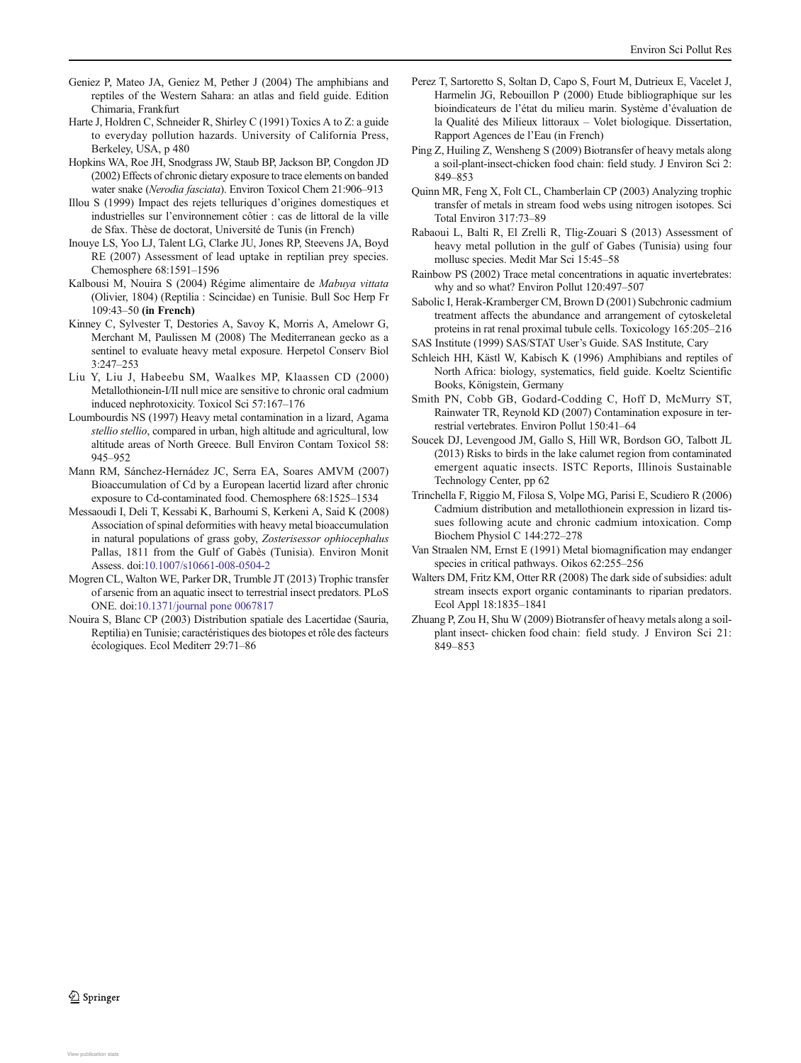Geniez P, Mateo JA, Geniez M, Pether J (2004) The amphibians and reptiles of the Western Sahara: an atlas and field guide. Edition Chimaria, Frankfurt

Harte J, Holdren C, Schneider R, Shirley C (1991) Toxics A to Z: a guide to everyday pollution hazards. University of California Press, Berkeley, USA, p 480

Hopkins WA, Roe JH, Snodgrass JW, Staub BP, Jackson BP, Congdon JD (2002) Effects of chronic dietary exposure to trace elements on banded water snake (*Nerodia fasciata*). Environ Toxicol Chem 21:906–913

Illou S (1999) Impact des rejets telluriques d'origines domestiques et industrielles sur l'environnement côtier : cas de littoral de la ville de Sfax. Thèse de doctorat, Université de Tunis (in French)

Inouye LS, Yoo LJ, Talent LG, Clarke JU, Jones RP, Steevens JA, Boyd RE (2007) Assessment of lead uptake in reptilian prey species. Chemosphere 68:1591–1596

Kalbousi M, Nouira S (2004) Régime alimentaire de *Mabuya vittata* (Olivier, 1804) (Reptilia : Scincidae) en Tunisie. Bull Soc Herp Fr 109:43–50 **(in French)**

Kinney C, Sylvester T, Destories A, Savoy K, Morris A, Amelowr G, Merchant M, Paulissen M (2008) The Mediterranean gecko as a sentinel to evaluate heavy metal exposure. Herpetol Conserv Biol 3:247–253

Liu Y, Liu J, Habeebu SM, Waalkes MP, Klaassen CD (2000) Metallothionein-I/II null mice are sensitive to chronic oral cadmium induced nephrotoxicity. Toxicol Sci 57:167–176

Loumbourdis NS (1997) Heavy metal contamination in a lizard, Agama *stellio stellio*, compared in urban, high altitude and agricultural, low altitude areas of North Greece. Bull Environ Contam Toxicol 58: 945–952

Mann RM, Sánchez-Hernádez JC, Serra EA, Soares AMVM (2007) Bioaccumulation of Cd by a European lacertid lizard after chronic exposure to Cd-contaminated food. Chemosphere 68:1525–1534

Messaoudi I, Deli T, Kessabi K, Barhoumi S, Kerkeni A, Said K (2008) Association of spinal deformities with heavy metal bioaccumulation in natural populations of grass goby, *Zosterisessor ophiocephalus* Pallas, 1811 from the Gulf of Gabès (Tunisia). Environ Monit Assess. doi:10.1007/s10661-008-0504-2

Mogren CL, Walton WE, Parker DR, Trumble JT (2013) Trophic transfer of arsenic from an aquatic insect to terrestrial insect predators. PLoS ONE. doi:10.1371/journal pone 0067817

Nouira S, Blanc CP (2003) Distribution spatiale des Lacertidae (Sauria, Reptilia) en Tunisie; caractéristiques des biotopes et rôle des facteurs écologiques. Ecol Mediterr 29:71–86

Perez T, Sartoretto S, Soltan D, Capo S, Fourt M, Dutrieux E, Vacelet J, Harmelin JG, Rebouillon P (2000) Etude bibliographique sur les bioindicateurs de l'état du milieu marin. Système d'évaluation de la Qualité des Milieux littoraux – Volet biologique. Dissertation, Rapport Agences de l'Eau (in French)

Ping Z, Huiling Z, Wensheng S (2009) Biotransfer of heavy metals along a soil-plant-insect-chicken food chain: field study. J Environ Sci 2: 849–853

Quinn MR, Feng X, Folt CL, Chamberlain CP (2003) Analyzing trophic transfer of metals in stream food webs using nitrogen isotopes. Sci Total Environ 317:73–89

Rabaoui L, Balti R, El Zrelli R, Tlig-Zouari S (2013) Assessment of heavy metal pollution in the gulf of Gabes (Tunisia) using four mollusc species. Medit Mar Sci 15:45–58

Rainbow PS (2002) Trace metal concentrations in aquatic invertebrates: why and so what? Environ Pollut 120:497–507

Sabolic I, Herak-Kramberger CM, Brown D (2001) Subchronic cadmium treatment affects the abundance and arrangement of cytoskeletal proteins in rat renal proximal tubule cells. Toxicology 165:205–216

SAS Institute (1999) SAS/STAT User's Guide. SAS Institute, Cary

Schleich HH, Kästl W, Kabisch K (1996) Amphibians and reptiles of North Africa: biology, systematics, field guide. Koeltz Scientific Books, Königstein, Germany

Smith PN, Cobb GB, Godard-Codding C, Hoff D, McMurry ST, Rainwater TR, Reynold KD (2007) Contamination exposure in terrestrial vertebrates. Environ Pollut 150:41–64

Soucek DJ, Levengood JM, Gallo S, Hill WR, Bordson GO, Talbott JL (2013) Risks to birds in the lake calumet region from contaminated emergent aquatic insects. ISTC Reports, Illinois Sustainable Technology Center, pp 62

Trinchella F, Riggio M, Filosa S, Volpe MG, Parisi E, Scudiero R (2006) Cadmium distribution and metallothionein expression in lizard tissues following acute and chronic cadmium intoxication. Comp Biochem Physiol C 144:272–278

Van Straalen NM, Ernst E (1991) Metal biomagnification may endanger species in critical pathways. Oikos 62:255–256

Walters DM, Fritz KM, Otter RR (2008) The dark side of subsidies: adult stream insects export organic contaminants to riparian predators. Ecol Appl 18:1835–1841

Zhuang P, Zou H, Shu W (2009) Biotransfer of heavy metals along a soil-plant insect- chicken food chain: field study. J Environ Sci 21: 849–853